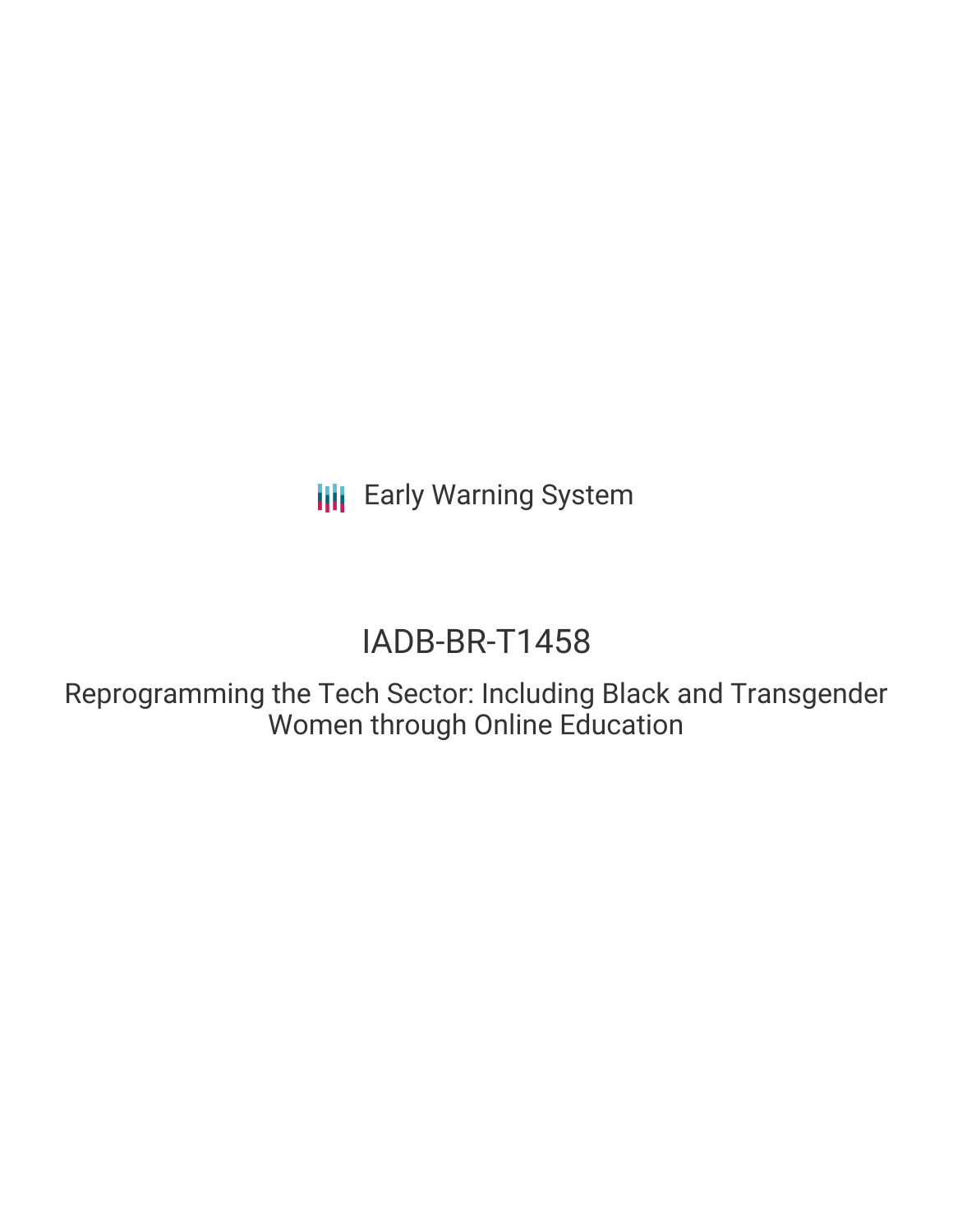Early Warning System

# IADB-BR-T1458

## Reprogramming the Tech Sector: Including Black and Transgender Women through Online Education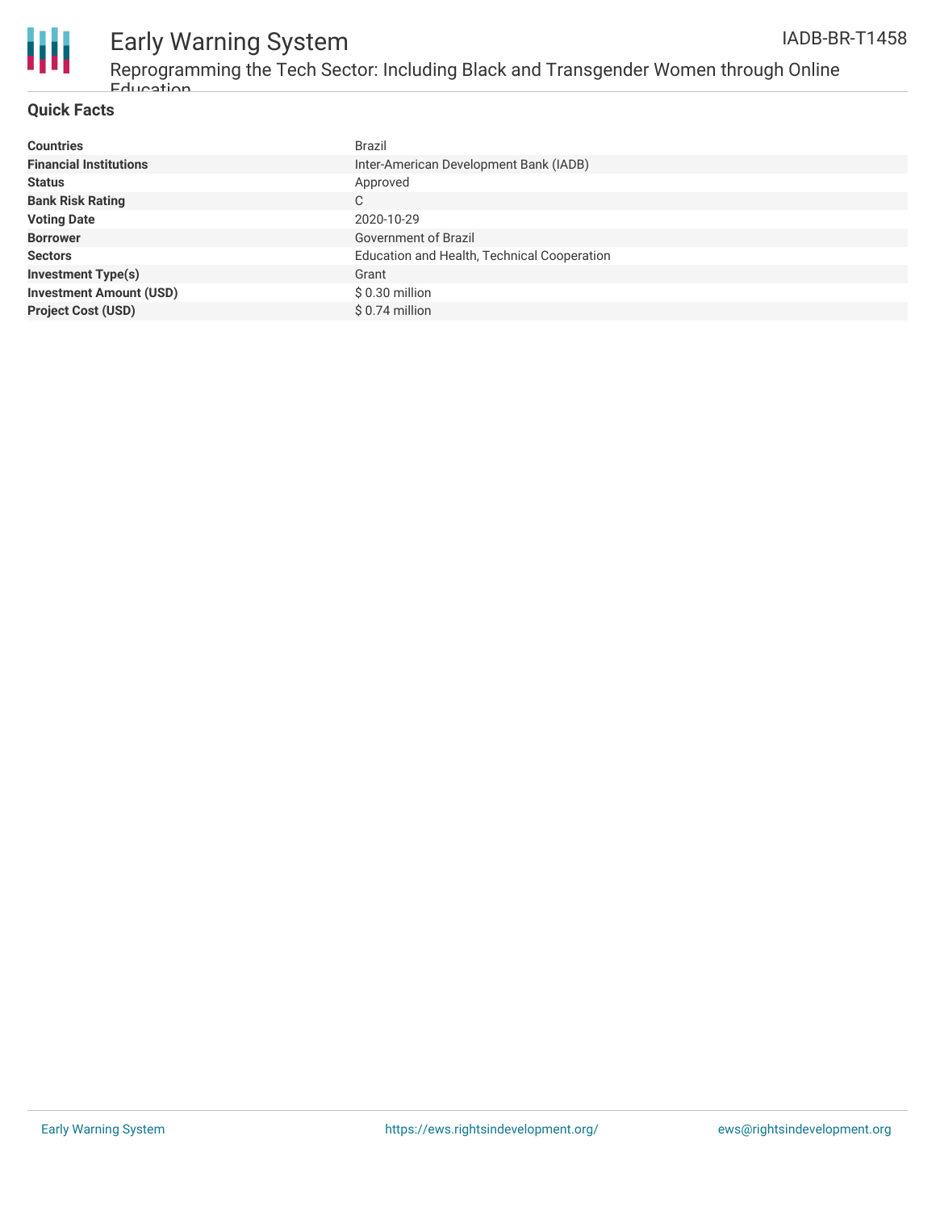## Quick Facts

| | |
|---|---|
| **Countries** | Brazil |
| **Financial Institutions** | Inter-American Development Bank (IADB) |
| **Status** | Approved |
| **Bank Risk Rating** | C |
| **Voting Date** | 2020-10-29 |
| **Borrower** | Government of Brazil |
| **Sectors** | Education and Health, Technical Cooperation |
| **Investment Type(s)** | Grant |
| **Investment Amount (USD)** | $ 0.30 million |
| **Project Cost (USD)** | $ 0.74 million |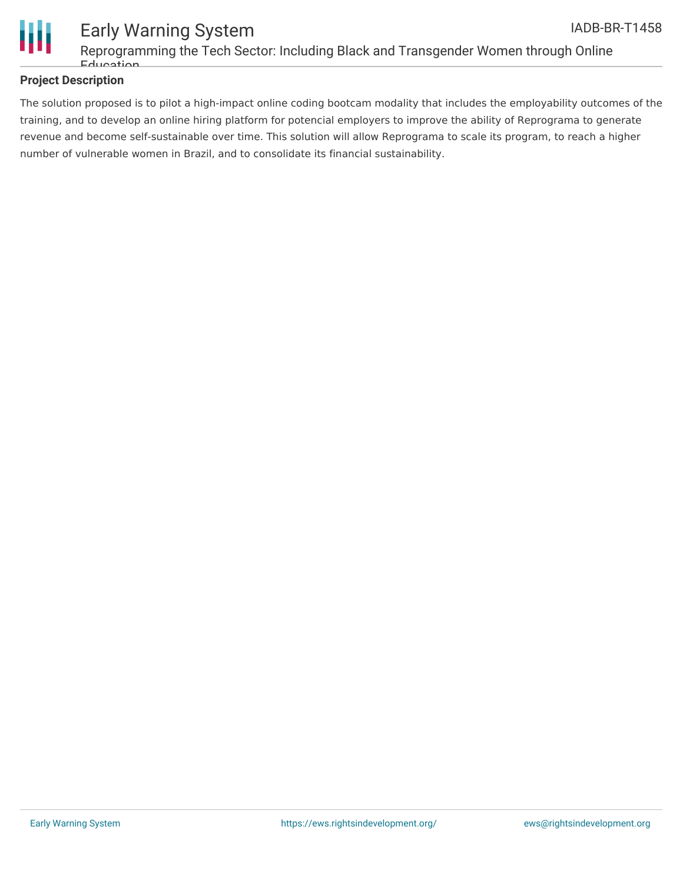## Project Description

The solution proposed is to pilot a high-impact online coding bootcam modality that includes the employability outcomes of the training, and to develop an online hiring platform for potencial employers to improve the ability of Reprograma to generate revenue and become self-sustainable over time. This solution will allow Reprograma to scale its program, to reach a higher number of vulnerable women in Brazil, and to consolidate its financial sustainability.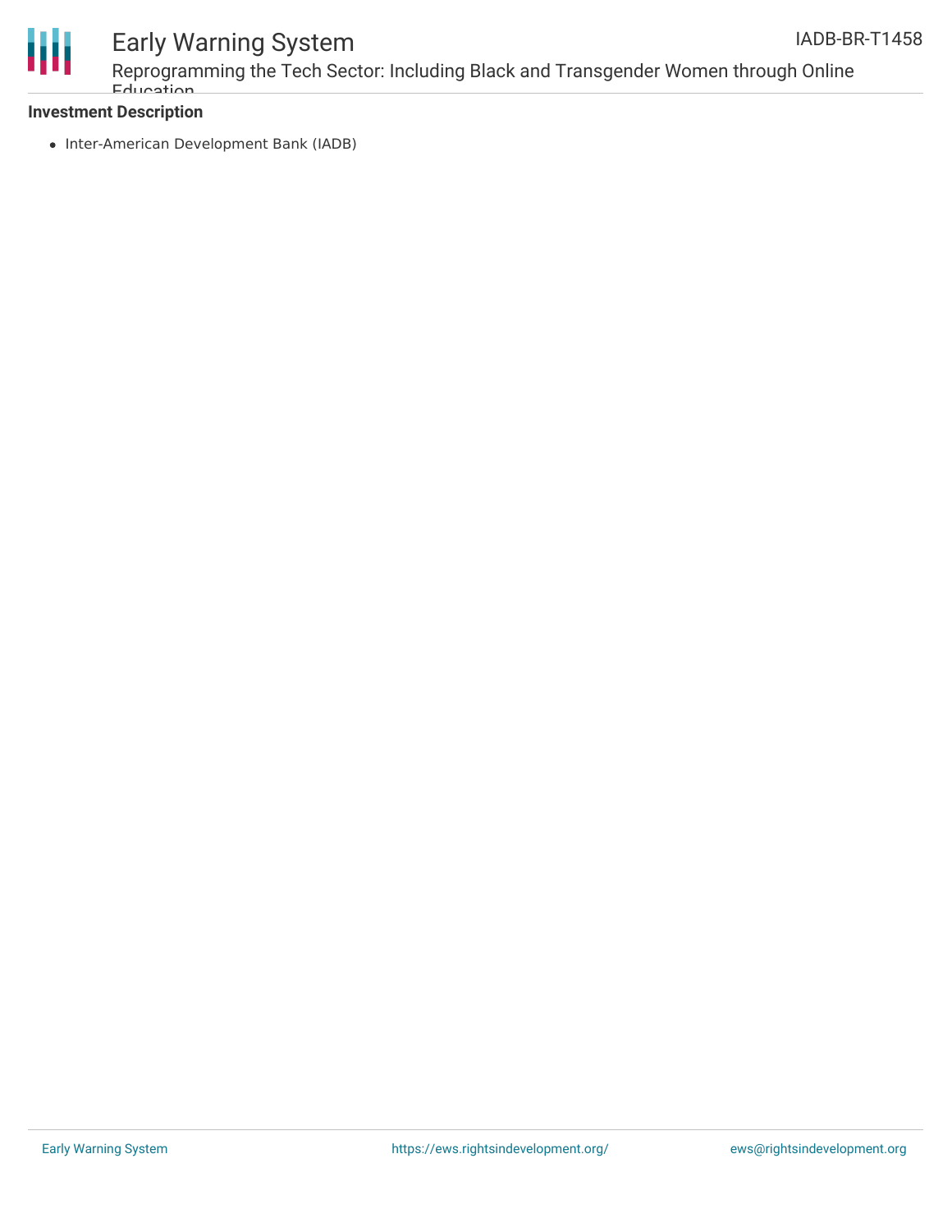**Investment Description**

- Inter-American Development Bank (IADB)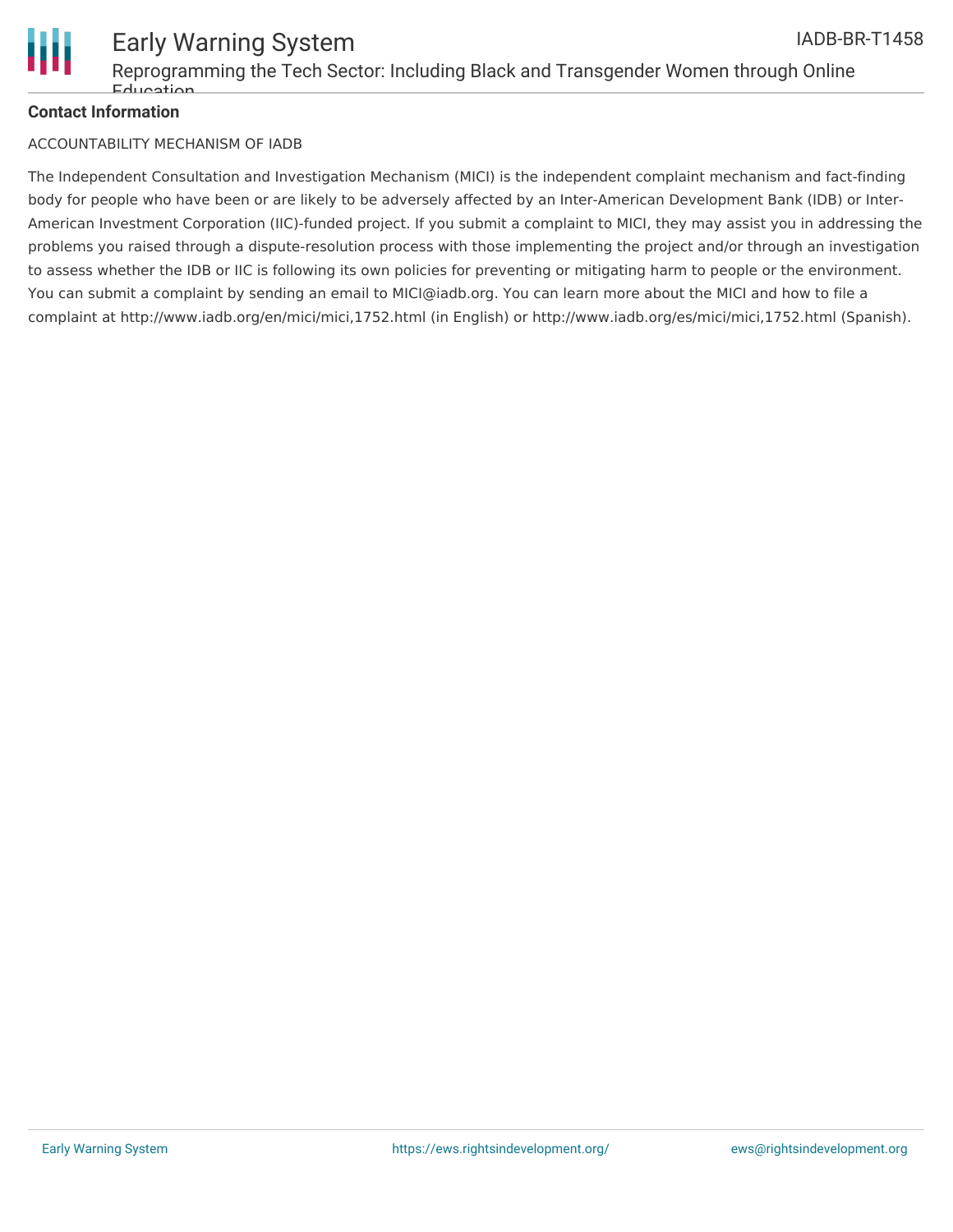**Contact Information**

ACCOUNTABILITY MECHANISM OF IADB

The Independent Consultation and Investigation Mechanism (MICI) is the independent complaint mechanism and fact-finding body for people who have been or are likely to be adversely affected by an Inter-American Development Bank (IDB) or Inter-American Investment Corporation (IIC)-funded project. If you submit a complaint to MICI, they may assist you in addressing the problems you raised through a dispute-resolution process with those implementing the project and/or through an investigation to assess whether the IDB or IIC is following its own policies for preventing or mitigating harm to people or the environment. You can submit a complaint by sending an email to MICI@iadb.org. You can learn more about the MICI and how to file a complaint at http://www.iadb.org/en/mici/mici,1752.html (in English) or http://www.iadb.org/es/mici/mici,1752.html (Spanish).